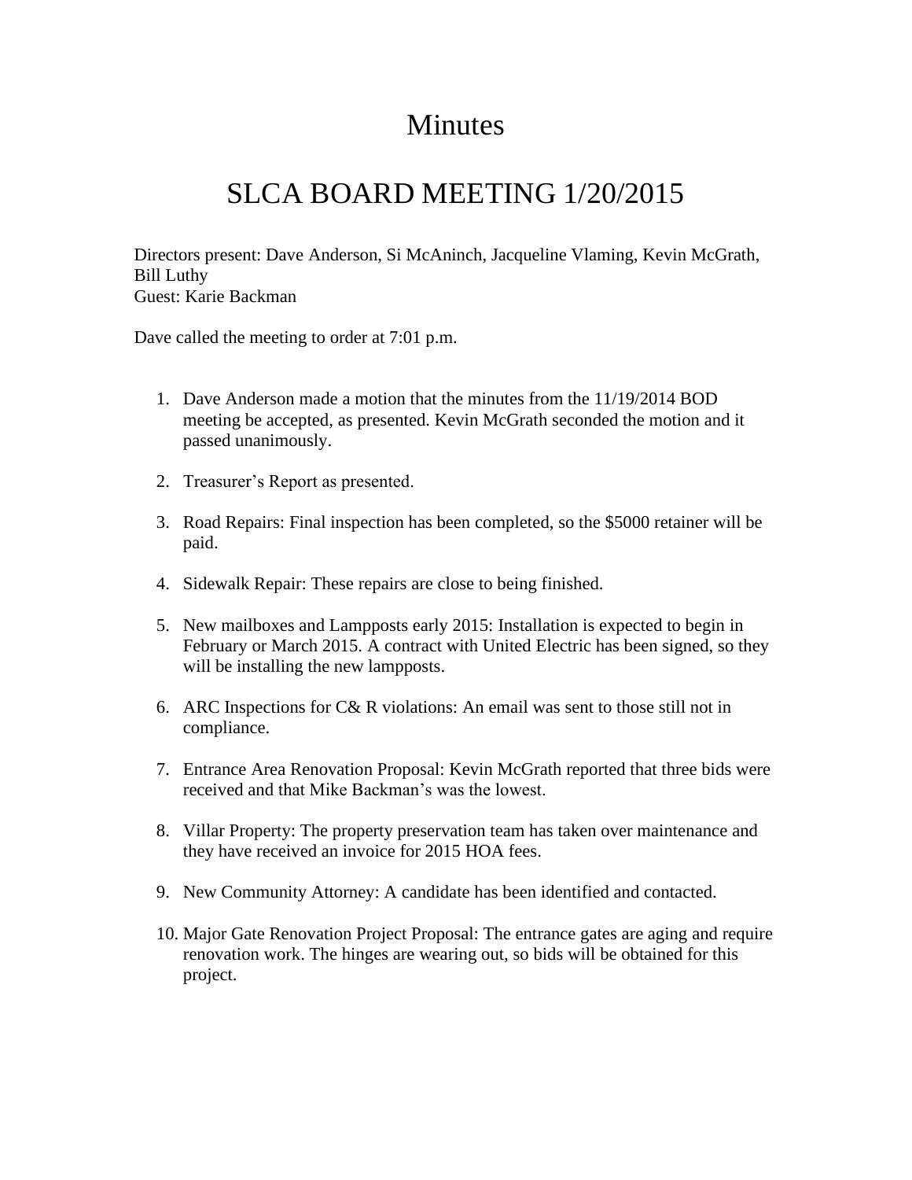# Minutes

# SLCA BOARD MEETING 1/20/2015

Directors present: Dave Anderson, Si McAninch, Jacqueline Vlaming, Kevin McGrath, Bill Luthy
Guest: Karie Backman

Dave called the meeting to order at 7:01 p.m.

1. Dave Anderson made a motion that the minutes from the 11/19/2014 BOD meeting be accepted, as presented. Kevin McGrath seconded the motion and it passed unanimously.

2. Treasurer's Report as presented.

3. Road Repairs: Final inspection has been completed, so the $5000 retainer will be paid.

4. Sidewalk Repair: These repairs are close to being finished.

5. New mailboxes and Lampposts early 2015: Installation is expected to begin in February or March 2015. A contract with United Electric has been signed, so they will be installing the new lampposts.

6. ARC Inspections for C& R violations: An email was sent to those still not in compliance.

7. Entrance Area Renovation Proposal: Kevin McGrath reported that three bids were received and that Mike Backman's was the lowest.

8. Villar Property: The property preservation team has taken over maintenance and they have received an invoice for 2015 HOA fees.

9. New Community Attorney: A candidate has been identified and contacted.

10. Major Gate Renovation Project Proposal: The entrance gates are aging and require renovation work. The hinges are wearing out, so bids will be obtained for this project.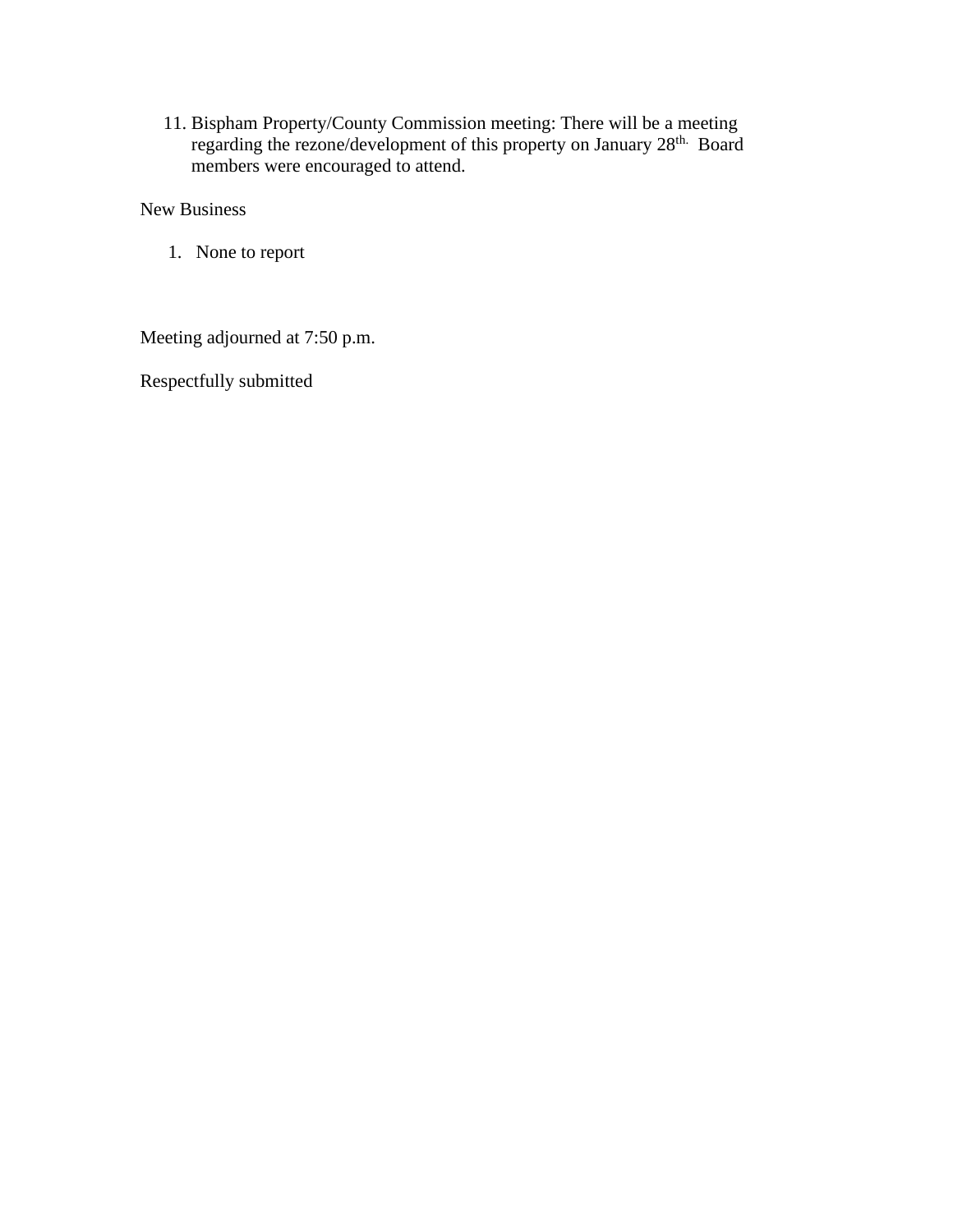11. Bispham Property/County Commission meeting: There will be a meeting regarding the rezone/development of this property on January 28th. Board members were encouraged to attend.

New Business

1. None to report

Meeting adjourned at 7:50 p.m.

Respectfully submitted